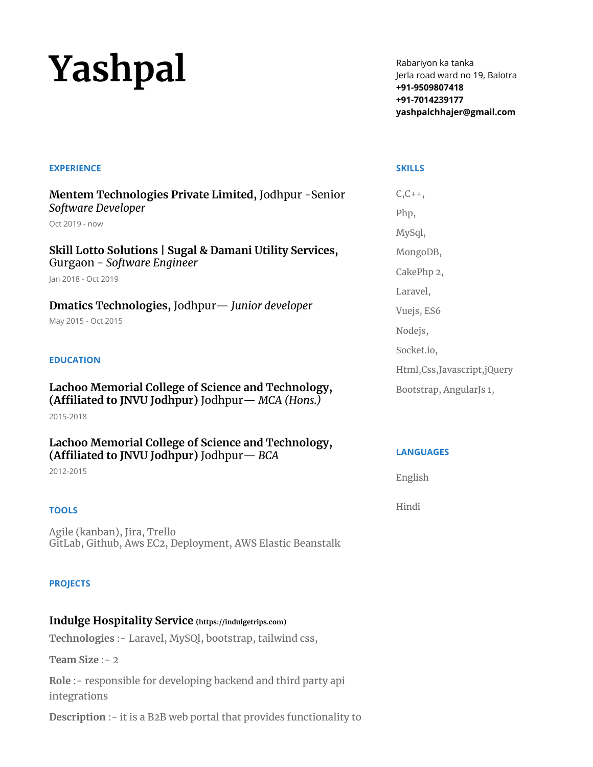# Yashpal

Rabariyon ka tanka
Jerla road ward no 19, Balotra
**+91-9509807418**
**+91-7014239177**
**yashpalchhajer@gmail.com**

## EXPERIENCE

### **Mentem Technologies Private Limited,** Jodhpur -Senior *Software Developer*

Oct 2019 - now

### **Skill Lotto Solutions | Sugal & Damani Utility Services,** Gurgaon - *Software Engineer*

Jan 2018 - Oct 2019

### **Dmatics Technologies,** Jodhpur— *Junior developer*

May 2015 - Oct 2015

## EDUCATION

### **Lachoo Memorial College of Science and Technology, (Affiliated to JNVU Jodhpur)** Jodhpur— *MCA (Hons.)*

2015-2018

### **Lachoo Memorial College of Science and Technology, (Affiliated to JNVU Jodhpur)** Jodhpur— *BCA*

2012-2015

## TOOLS

Agile (kanban), Jira, Trello
GitLab, Github, Aws EC2, Deployment, AWS Elastic Beanstalk

## PROJECTS

### **Indulge Hospitality Service** (https://indulgetrips.com)

**Technologies** :- Laravel, MySQl, bootstrap, tailwind css,

**Team Size** :- 2

**Role** :- responsible for developing backend and third party api integrations

**Description** :- it is a B2B web portal that provides functionality to

## SKILLS

C,C++,

Php,

MySql,

MongoDB,

CakePhp 2,

Laravel,

Vuejs, ES6

Nodejs,

Socket.io,

Html,Css,Javascript,jQuery

Bootstrap, AngularJs 1,

## LANGUAGES

English

Hindi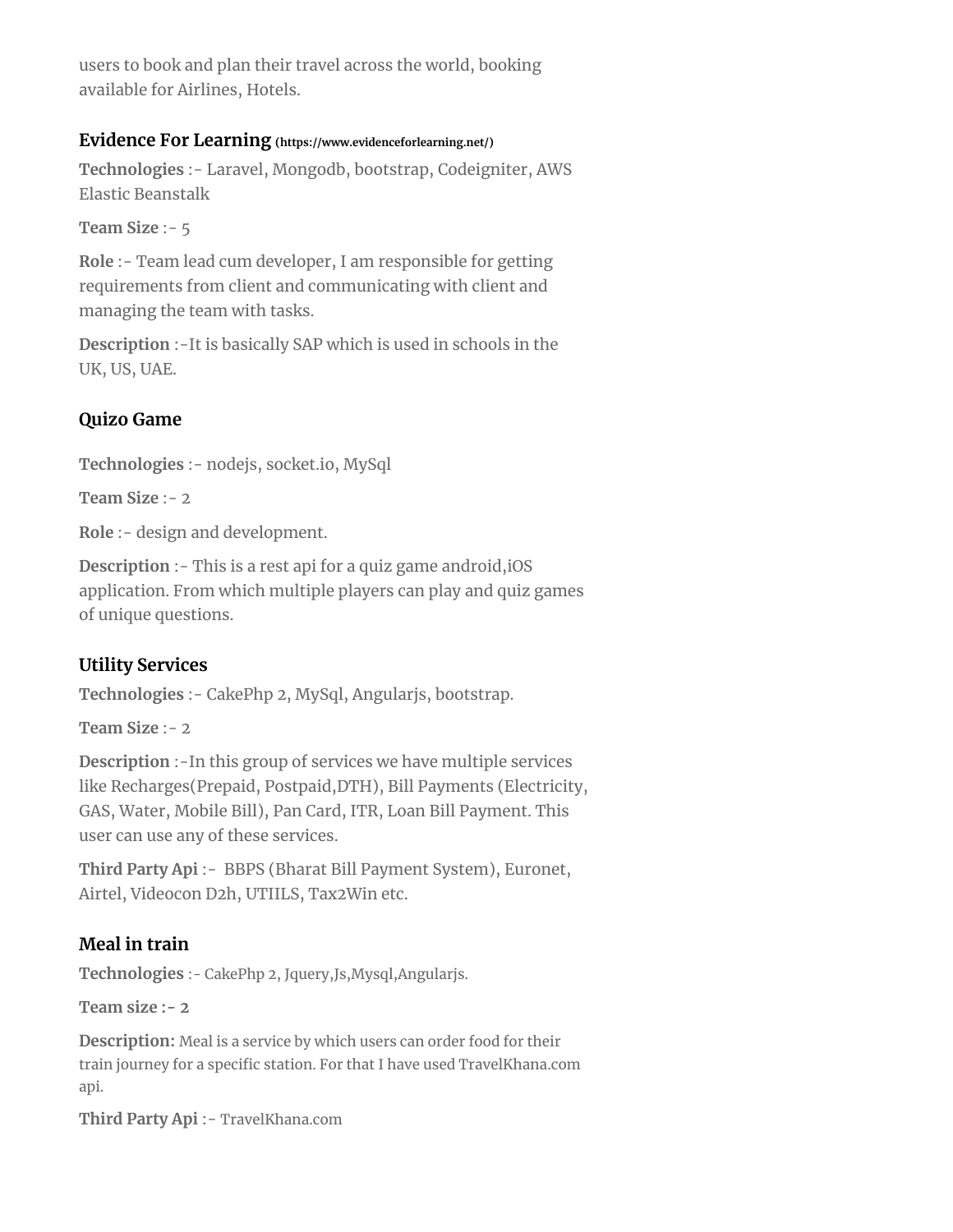users to book and plan their travel across the world, booking available for Airlines, Hotels.

### Evidence For Learning (https://www.evidenceforlearning.net/)

**Technologies** :- Laravel, Mongodb, bootstrap, Codeigniter, AWS Elastic Beanstalk

**Team Size** :- 5

**Role** :- Team lead cum developer, I am responsible for getting requirements from client and communicating with client and managing the team with tasks.

**Description** :-It is basically SAP which is used in schools in the UK, US, UAE.

### Quizo Game

**Technologies** :- nodejs, socket.io, MySql

**Team Size** :- 2

**Role** :- design and development.

**Description** :- This is a rest api for a quiz game android,iOS application. From which multiple players can play and quiz games of unique questions.

### Utility Services

**Technologies** :- CakePhp 2, MySql, Angularjs, bootstrap.

**Team Size** :- 2

**Description** :-In this group of services we have multiple services like Recharges(Prepaid, Postpaid,DTH), Bill Payments (Electricity, GAS, Water, Mobile Bill), Pan Card, ITR, Loan Bill Payment. This user can use any of these services.

**Third Party Api** :- BBPS (Bharat Bill Payment System), Euronet, Airtel, Videocon D2h, UTIILS, Tax2Win etc.

### Meal in train

**Technologies** :- CakePhp 2, Jquery,Js,Mysql,Angularjs.

**Team size :- 2**

**Description:** Meal is a service by which users can order food for their train journey for a specific station. For that I have used TravelKhana.com api.

**Third Party Api** :- TravelKhana.com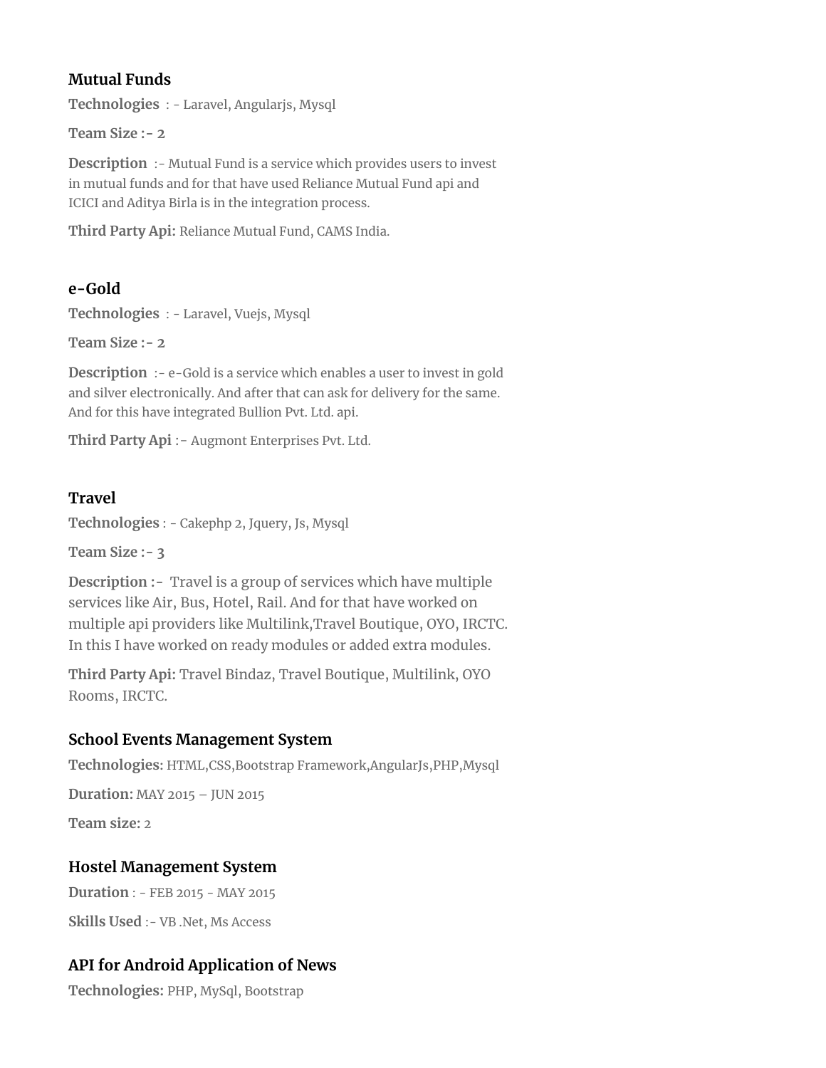### Mutual Funds

**Technologies** : - Laravel, Angularjs, Mysql

**Team Size :- 2**

**Description** :- Mutual Fund is a service which provides users to invest in mutual funds and for that have used Reliance Mutual Fund api and ICICI and Aditya Birla is in the integration process.

**Third Party Api:** Reliance Mutual Fund, CAMS India.

### e-Gold

**Technologies** : - Laravel, Vuejs, Mysql

**Team Size :- 2**

**Description** :- e-Gold is a service which enables a user to invest in gold and silver electronically. And after that can ask for delivery for the same. And for this have integrated Bullion Pvt. Ltd. api.

**Third Party Api** :- Augmont Enterprises Pvt. Ltd.

### Travel

**Technologies** : - Cakephp 2, Jquery, Js, Mysql

**Team Size :- 3**

**Description :-** Travel is a group of services which have multiple services like Air, Bus, Hotel, Rail. And for that have worked on multiple api providers like Multilink,Travel Boutique, OYO, IRCTC. In this I have worked on ready modules or added extra modules.

**Third Party Api:** Travel Bindaz, Travel Boutique, Multilink, OYO Rooms, IRCTC.

### School Events Management System

**Technologies:** HTML,CSS,Bootstrap Framework,AngularJs,PHP,Mysql

**Duration:** MAY 2015 – JUN 2015

**Team size:** 2

### Hostel Management System

**Duration** : - FEB 2015 - MAY 2015

**Skills Used** :- VB .Net, Ms Access

### API for Android Application of News

**Technologies:** PHP, MySql, Bootstrap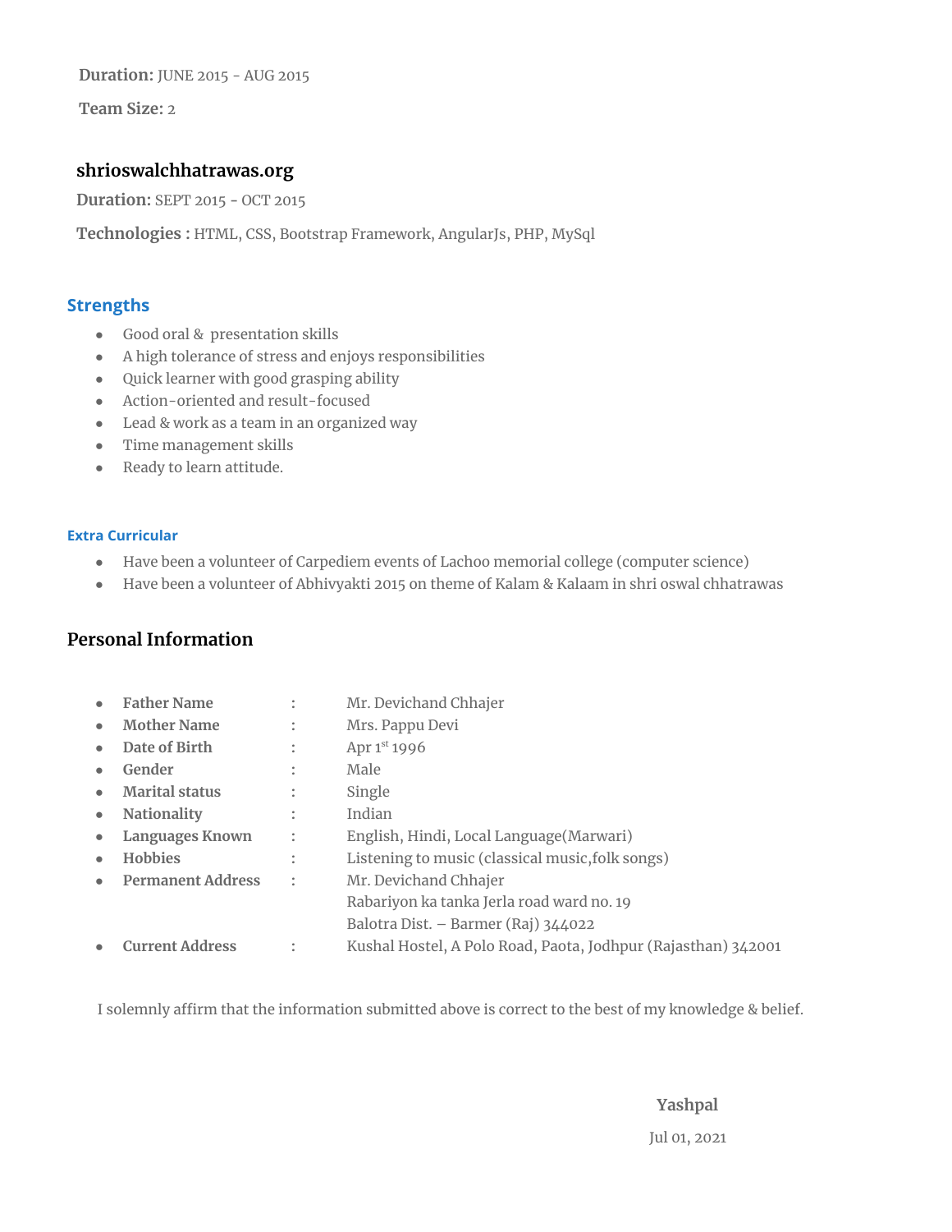**Duration:** JUNE 2015 - AUG 2015

**Team Size:** 2

### shrioswalchhatrawas.org

**Duration:** SEPT 2015 - OCT 2015

**Technologies :** HTML, CSS, Bootstrap Framework, AngularJs, PHP, MySql

## Strengths

- Good oral & presentation skills
- A high tolerance of stress and enjoys responsibilities
- Quick learner with good grasping ability
- Action-oriented and result-focused
- Lead & work as a team in an organized way
- Time management skills
- Ready to learn attitude.

### Extra Curricular

- Have been a volunteer of Carpediem events of Lachoo memorial college (computer science)
- Have been a volunteer of Abhivyakti 2015 on theme of Kalam & Kalaam in shri oswal chhatrawas

## Personal Information

- **Father Name** : Mr. Devichand Chhajer
- **Mother Name** : Mrs. Pappu Devi
- **Date of Birth** : Apr 1st 1996
- **Gender** : Male
- **Marital status** : Single
- **Nationality** : Indian
- **Languages Known** : English, Hindi, Local Language(Marwari)
- **Hobbies** : Listening to music (classical music,folk songs)
- **Permanent Address** : Mr. Devichand Chhajer
  Rabariyon ka tanka Jerla road ward no. 19
  Balotra Dist. – Barmer (Raj) 344022
- **Current Address** : Kushal Hostel, A Polo Road, Paota, Jodhpur (Rajasthan) 342001

I solemnly affirm that the information submitted above is correct to the best of my knowledge & belief.

**Yashpal**

Jul 01, 2021